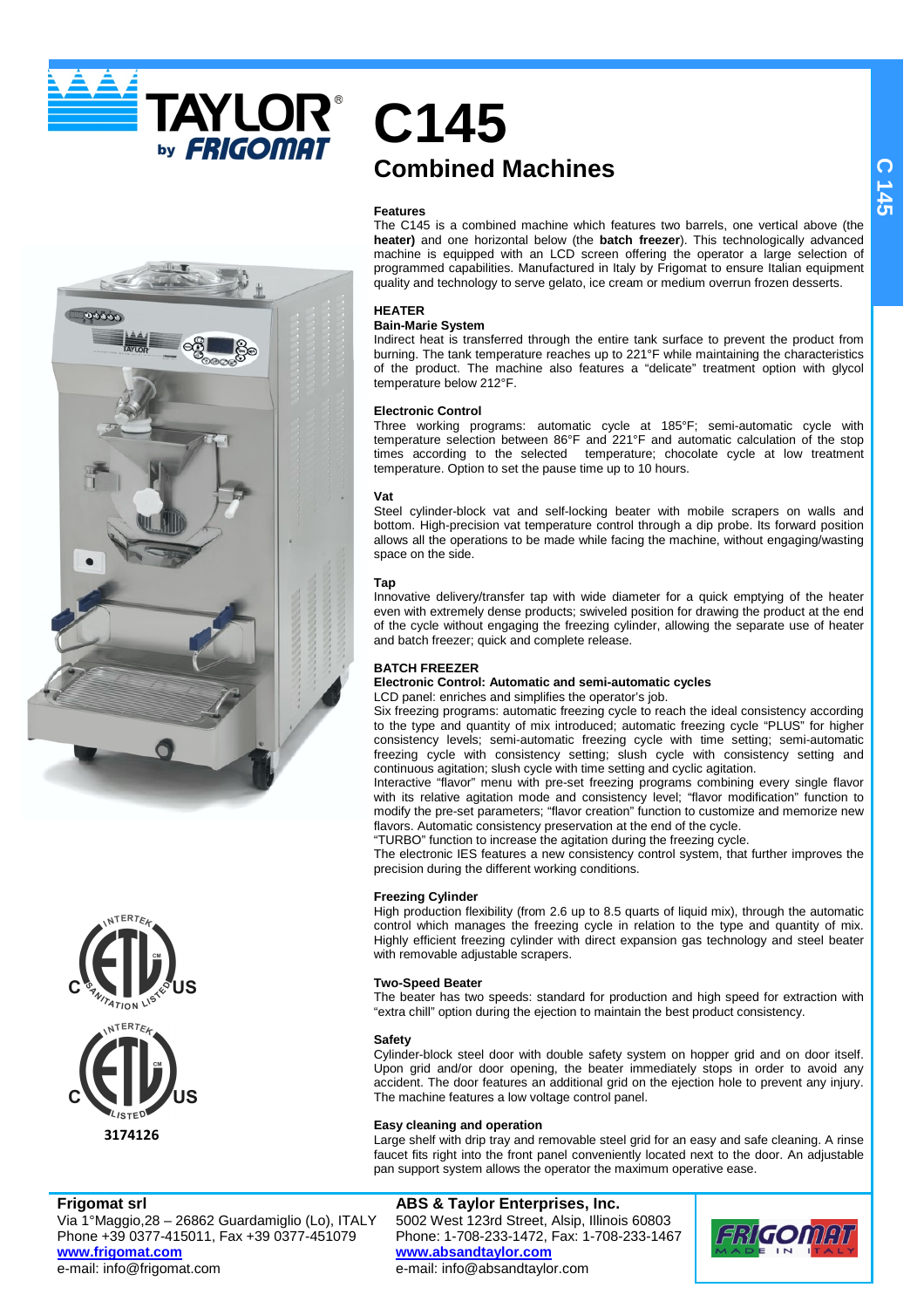# C145

## Combined Machines

**Features**

The C145 is a combined machine which features two barrels, one vertical above (the **heater)** and one horizontal below (the **batch freezer**). This technologically advanced machine is equipped with an LCD screen offering the operator a large selection of programmed capabilities. Manufactured in Italy by Frigomat to ensure Italian equipment quality and technology to serve gelato, ice cream or medium overrun frozen desserts.

### HEATER

**Bain-Marie System**

Indirect heat is transferred through the entire tank surface to prevent the product from burning. The tank temperature reaches up to 221°F while maintaining the characteristics of the product. The machine also features a "delicate" treatment option with glycol temperature below 212°F.

**Electronic Control**

Three working programs: automatic cycle at 185°F; semi-automatic cycle with temperature selection between 86°F and 221°F and automatic calculation of the stop times according to the selected temperature; chocolate cycle at low treatment temperature. Option to set the pause time up to 10 hours.

**Vat**

Steel cylinder-block vat and self-locking beater with mobile scrapers on walls and bottom. High-precision vat temperature control through a dip probe. Its forward position allows all the operations to be made while facing the machine, without engaging/wasting space on the side.

**Tap**

Innovative delivery/transfer tap with wide diameter for a quick emptying of the heater even with extremely dense products; swiveled position for drawing the product at the end of the cycle without engaging the freezing cylinder, allowing the separate use of heater and batch freezer; quick and complete release.

### BATCH FREEZER

**Electronic Control: Automatic and semi-automatic cycles**

LCD panel: enriches and simplifies the operator's job.

Six freezing programs: automatic freezing cycle to reach the ideal consistency according to the type and quantity of mix introduced; automatic freezing cycle "PLUS" for higher consistency levels; semi-automatic freezing cycle with time setting; semi-automatic freezing cycle with consistency setting; slush cycle with consistency setting and continuous agitation; slush cycle with time setting and cyclic agitation.

Interactive "flavor" menu with pre-set freezing programs combining every single flavor with its relative agitation mode and consistency level; "flavor modification" function to modify the pre-set parameters; "flavor creation" function to customize and memorize new flavors. Automatic consistency preservation at the end of the cycle.

"TURBO" function to increase the agitation during the freezing cycle.

The electronic IES features a new consistency control system, that further improves the precision during the different working conditions.

**Freezing Cylinder**

High production flexibility (from 2.6 up to 8.5 quarts of liquid mix), through the automatic control which manages the freezing cycle in relation to the type and quantity of mix. Highly efficient freezing cylinder with direct expansion gas technology and steel beater with removable adjustable scrapers.

**Two-Speed Beater**

The beater has two speeds: standard for production and high speed for extraction with "extra chill" option during the ejection to maintain the best product consistency.

**Safety**

Cylinder-block steel door with double safety system on hopper grid and on door itself. Upon grid and/or door opening, the beater immediately stops in order to avoid any accident. The door features an additional grid on the ejection hole to prevent any injury. The machine features a low voltage control panel.

**Easy cleaning and operation**

Large shelf with drip tray and removable steel grid for an easy and safe cleaning. A rinse faucet fits right into the front panel conveniently located next to the door. An adjustable pan support system allows the operator the maximum operative ease.

3174126

**Frigomat srl**
Via 1°Maggio,28 – 26862 Guardamiglio (Lo), ITALY
Phone +39 0377-415011, Fax +39 0377-451079
www.frigomat.com
e-mail: info@frigomat.com

**ABS & Taylor Enterprises, Inc.**
5002 West 123rd Street, Alsip, Illinois 60803
Phone: 1-708-233-1472, Fax: 1-708-233-1467
www.absandtaylor.com
e-mail: info@absandtaylor.com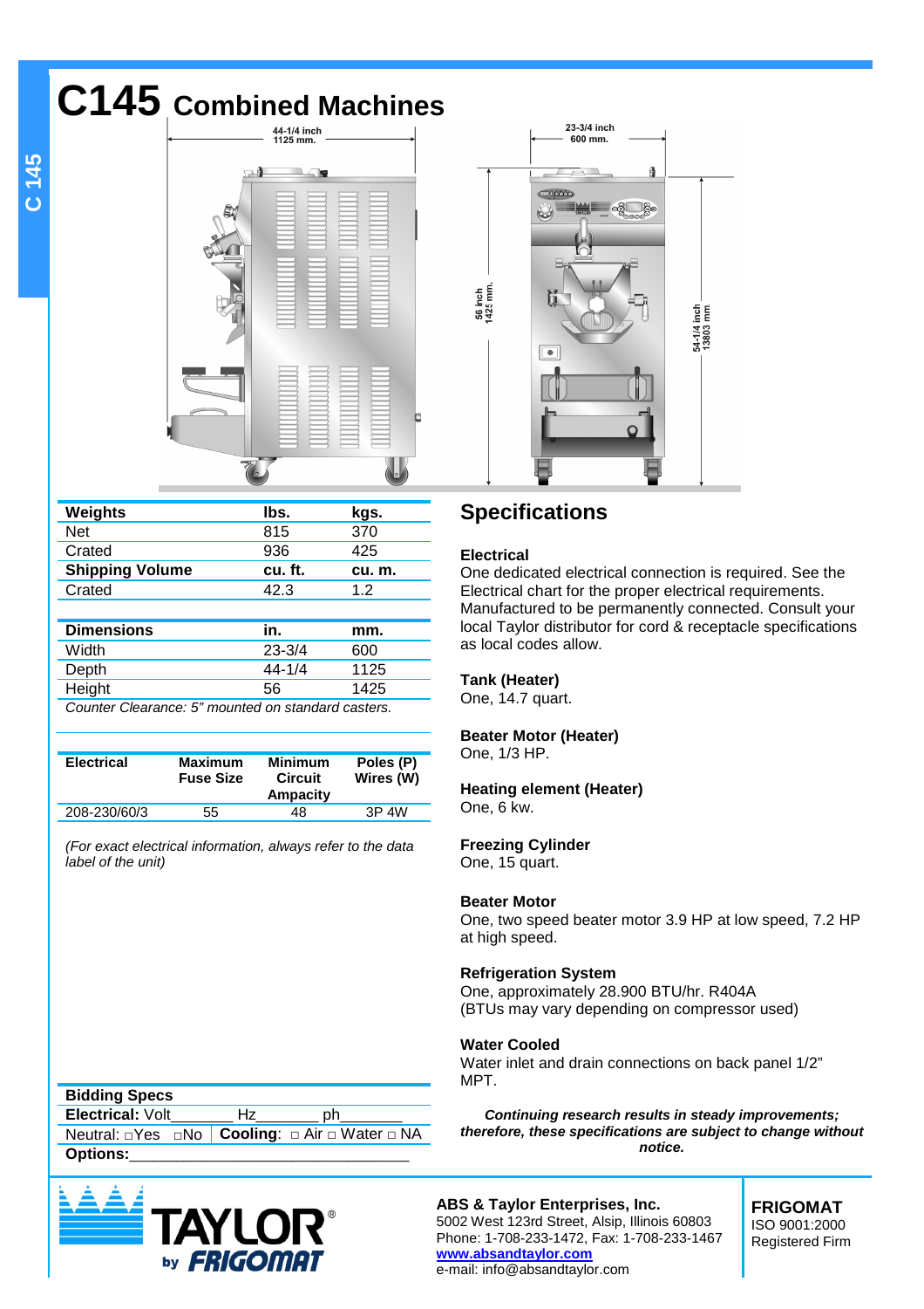# C145 Combined Machines

44-1/4 inch
1125 mm.

23-3/4 inch
600 mm.

56 inch
1425 mm.

54-1/4 inch
13803 mm.

| Weights | lbs. | kgs. |
|---|---|---|
| Net | 815 | 370 |
| Crated | 936 | 425 |
| **Shipping Volume** | **cu. ft.** | **cu. m.** |
| Crated | 42.3 | 1.2 |

| Dimensions | in. | mm. |
|---|---|---|
| Width | 23-3/4 | 600 |
| Depth | 44-1/4 | 1125 |
| Height | 56 | 1425 |

*Counter Clearance: 5" mounted on standard casters.*

| Electrical | Maximum Fuse Size | Minimum Circuit Ampacity | Poles (P) Wires (W) |
|---|---|---|---|
| 208-230/60/3 | 55 | 48 | 3P 4W |

*(For exact electrical information, always refer to the data label of the unit)*

| Bidding Specs | |
|---|---|
| **Electrical:** Volt_______ Hz_______ ph_______ | |
| Neutral: □Yes □No | **Cooling**: □ Air □ Water □ NA |
| **Options:**_______________________________ | |

## Specifications

**Electrical**
One dedicated electrical connection is required. See the Electrical chart for the proper electrical requirements. Manufactured to be permanently connected. Consult your local Taylor distributor for cord & receptacle specifications as local codes allow.

**Tank (Heater)**
One, 14.7 quart.

**Beater Motor (Heater)**
One, 1/3 HP.

**Heating element (Heater)**
One, 6 kw.

**Freezing Cylinder**
One, 15 quart.

**Beater Motor**
One, two speed beater motor 3.9 HP at low speed, 7.2 HP at high speed.

**Refrigeration System**
One, approximately 28.900 BTU/hr. R404A
(BTUs may vary depending on compressor used)

**Water Cooled**
Water inlet and drain connections on back panel 1/2" MPT.

***Continuing research results in steady improvements; therefore, these specifications are subject to change without notice.***

TAYLOR® by FRIGOMAT

**ABS & Taylor Enterprises, Inc.**
5002 West 123rd Street, Alsip, Illinois 60803
Phone: 1-708-233-1472, Fax: 1-708-233-1467
**www.absandtaylor.com**
e-mail: info@absandtaylor.com

**FRIGOMAT**
ISO 9001:2000
Registered Firm